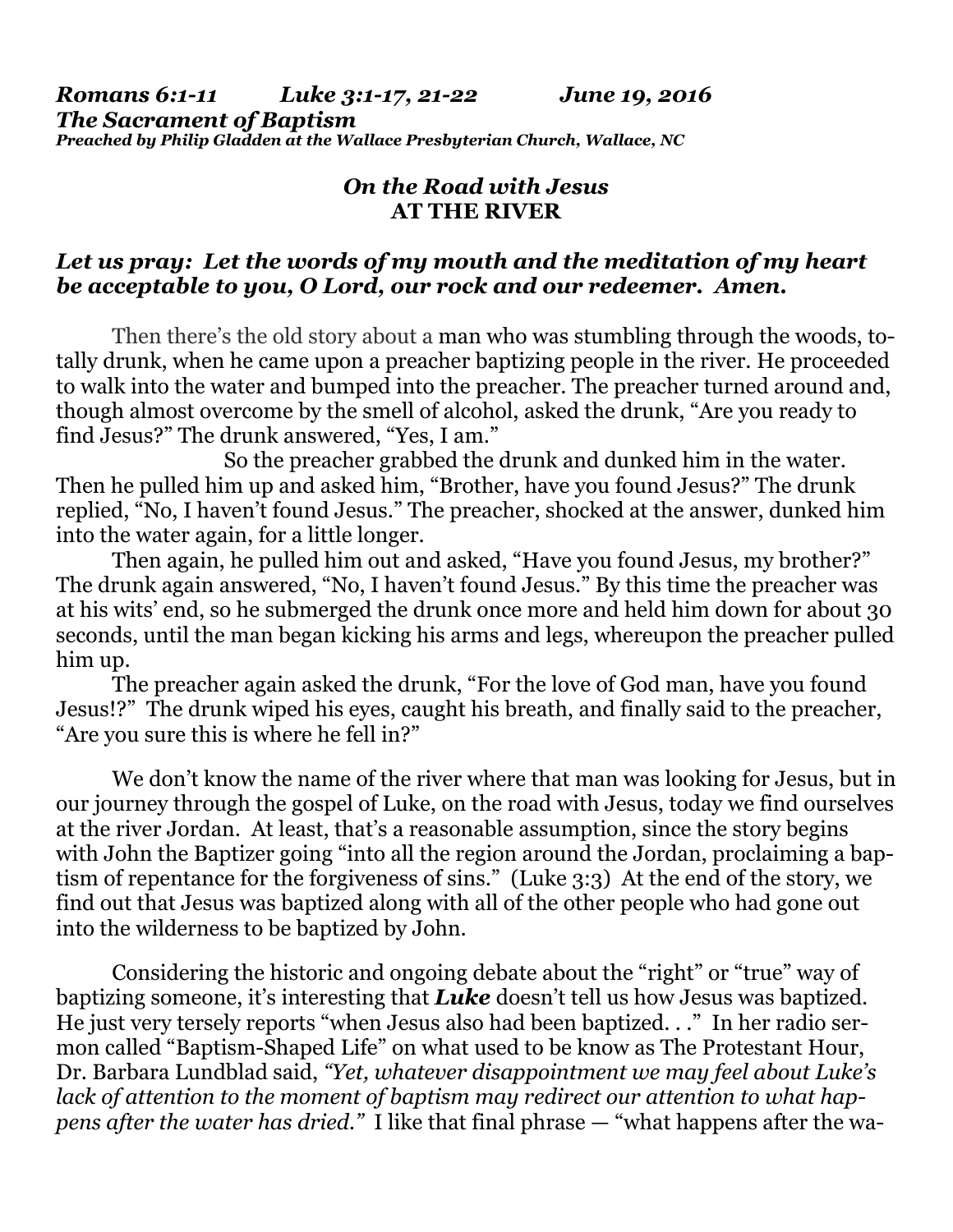***Romans 6:1-11 Luke 3:1-17, 21-22 June 19, 2016***
***The Sacrament of Baptism***
***Preached by Philip Gladden at the Wallace Presbyterian Church, Wallace, NC***

## *On the Road with Jesus*
## **AT THE RIVER**

***Let us pray: Let the words of my mouth and the meditation of my heart be acceptable to you, O Lord, our rock and our redeemer. Amen.***

Then there's the old story about a man who was stumbling through the woods, totally drunk, when he came upon a preacher baptizing people in the river. He proceeded to walk into the water and bumped into the preacher. The preacher turned around and, though almost overcome by the smell of alcohol, asked the drunk, "Are you ready to find Jesus?" The drunk answered, "Yes, I am."

So the preacher grabbed the drunk and dunked him in the water. Then he pulled him up and asked him, "Brother, have you found Jesus?" The drunk replied, "No, I haven't found Jesus." The preacher, shocked at the answer, dunked him into the water again, for a little longer.

Then again, he pulled him out and asked, "Have you found Jesus, my brother?" The drunk again answered, "No, I haven't found Jesus." By this time the preacher was at his wits' end, so he submerged the drunk once more and held him down for about 30 seconds, until the man began kicking his arms and legs, whereupon the preacher pulled him up.

The preacher again asked the drunk, "For the love of God man, have you found Jesus!?" The drunk wiped his eyes, caught his breath, and finally said to the preacher, "Are you sure this is where he fell in?"

We don't know the name of the river where that man was looking for Jesus, but in our journey through the gospel of Luke, on the road with Jesus, today we find ourselves at the river Jordan. At least, that's a reasonable assumption, since the story begins with John the Baptizer going "into all the region around the Jordan, proclaiming a baptism of repentance for the forgiveness of sins." (Luke 3:3) At the end of the story, we find out that Jesus was baptized along with all of the other people who had gone out into the wilderness to be baptized by John.

Considering the historic and ongoing debate about the "right" or "true" way of baptizing someone, it's interesting that ***Luke*** doesn't tell us how Jesus was baptized. He just very tersely reports "when Jesus also had been baptized. . ." In her radio sermon called "Baptism-Shaped Life" on what used to be know as The Protestant Hour, Dr. Barbara Lundblad said, *"Yet, whatever disappointment we may feel about Luke's lack of attention to the moment of baptism may redirect our attention to what happens after the water has dried."* I like that final phrase — "what happens after the wa-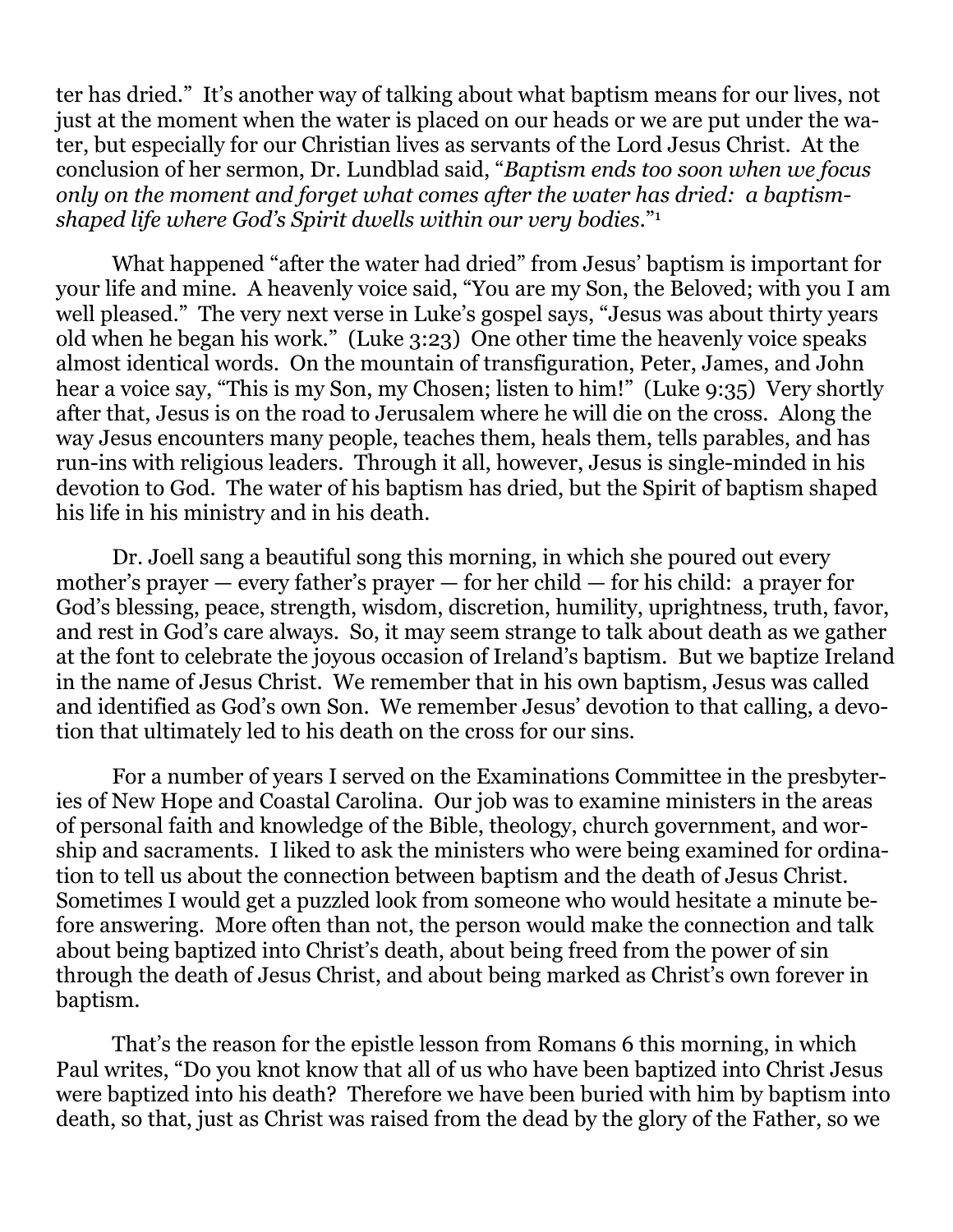ter has dried." It's another way of talking about what baptism means for our lives, not just at the moment when the water is placed on our heads or we are put under the water, but especially for our Christian lives as servants of the Lord Jesus Christ. At the conclusion of her sermon, Dr. Lundblad said, "*Baptism ends too soon when we focus only on the moment and forget what comes after the water has dried: a baptism-shaped life where God's Spirit dwells within our very bodies.*"[1]

What happened "after the water had dried" from Jesus' baptism is important for your life and mine. A heavenly voice said, "You are my Son, the Beloved; with you I am well pleased." The very next verse in Luke's gospel says, "Jesus was about thirty years old when he began his work." (Luke 3:23) One other time the heavenly voice speaks almost identical words. On the mountain of transfiguration, Peter, James, and John hear a voice say, "This is my Son, my Chosen; listen to him!" (Luke 9:35) Very shortly after that, Jesus is on the road to Jerusalem where he will die on the cross. Along the way Jesus encounters many people, teaches them, heals them, tells parables, and has run-ins with religious leaders. Through it all, however, Jesus is single-minded in his devotion to God. The water of his baptism has dried, but the Spirit of baptism shaped his life in his ministry and in his death.

Dr. Joell sang a beautiful song this morning, in which she poured out every mother's prayer — every father's prayer — for her child — for his child: a prayer for God's blessing, peace, strength, wisdom, discretion, humility, uprightness, truth, favor, and rest in God's care always. So, it may seem strange to talk about death as we gather at the font to celebrate the joyous occasion of Ireland's baptism. But we baptize Ireland in the name of Jesus Christ. We remember that in his own baptism, Jesus was called and identified as God's own Son. We remember Jesus' devotion to that calling, a devotion that ultimately led to his death on the cross for our sins.

For a number of years I served on the Examinations Committee in the presbyteries of New Hope and Coastal Carolina. Our job was to examine ministers in the areas of personal faith and knowledge of the Bible, theology, church government, and worship and sacraments. I liked to ask the ministers who were being examined for ordination to tell us about the connection between baptism and the death of Jesus Christ. Sometimes I would get a puzzled look from someone who would hesitate a minute before answering. More often than not, the person would make the connection and talk about being baptized into Christ's death, about being freed from the power of sin through the death of Jesus Christ, and about being marked as Christ's own forever in baptism.

That's the reason for the epistle lesson from Romans 6 this morning, in which Paul writes, "Do you knot know that all of us who have been baptized into Christ Jesus were baptized into his death? Therefore we have been buried with him by baptism into death, so that, just as Christ was raised from the dead by the glory of the Father, so we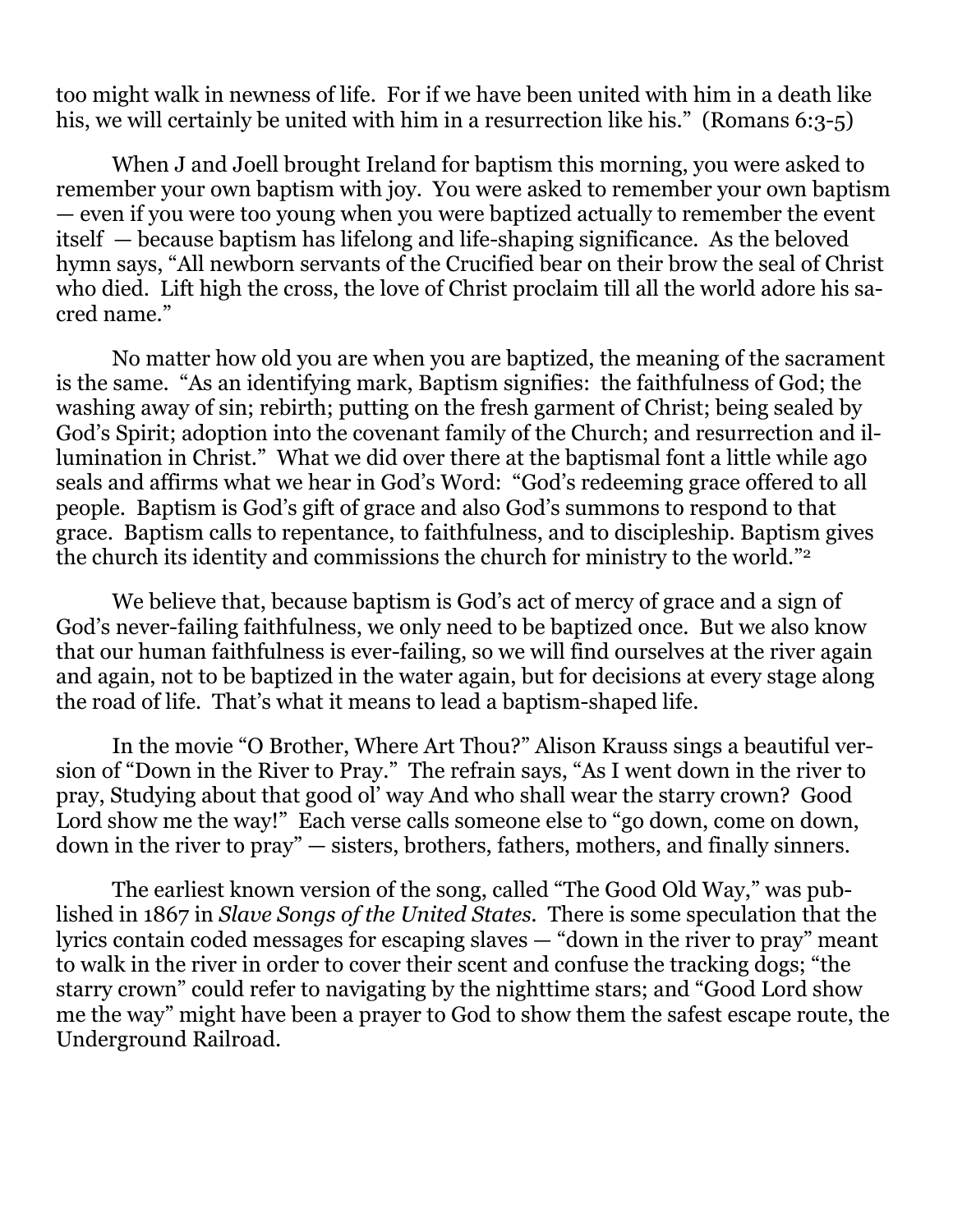too might walk in newness of life. For if we have been united with him in a death like his, we will certainly be united with him in a resurrection like his." (Romans 6:3-5)

When J and Joell brought Ireland for baptism this morning, you were asked to remember your own baptism with joy. You were asked to remember your own baptism — even if you were too young when you were baptized actually to remember the event itself — because baptism has lifelong and life-shaping significance. As the beloved hymn says, "All newborn servants of the Crucified bear on their brow the seal of Christ who died. Lift high the cross, the love of Christ proclaim till all the world adore his sacred name."

No matter how old you are when you are baptized, the meaning of the sacrament is the same. "As an identifying mark, Baptism signifies: the faithfulness of God; the washing away of sin; rebirth; putting on the fresh garment of Christ; being sealed by God's Spirit; adoption into the covenant family of the Church; and resurrection and illumination in Christ." What we did over there at the baptismal font a little while ago seals and affirms what we hear in God's Word: "God's redeeming grace offered to all people. Baptism is God's gift of grace and also God's summons to respond to that grace. Baptism calls to repentance, to faithfulness, and to discipleship. Baptism gives the church its identity and commissions the church for ministry to the world."[2]

We believe that, because baptism is God's act of mercy of grace and a sign of God's never-failing faithfulness, we only need to be baptized once. But we also know that our human faithfulness is ever-failing, so we will find ourselves at the river again and again, not to be baptized in the water again, but for decisions at every stage along the road of life. That's what it means to lead a baptism-shaped life.

In the movie "O Brother, Where Art Thou?" Alison Krauss sings a beautiful version of "Down in the River to Pray." The refrain says, "As I went down in the river to pray, Studying about that good ol' way And who shall wear the starry crown? Good Lord show me the way!" Each verse calls someone else to "go down, come on down, down in the river to pray" — sisters, brothers, fathers, mothers, and finally sinners.

The earliest known version of the song, called "The Good Old Way," was published in 1867 in *Slave Songs of the United States.* There is some speculation that the lyrics contain coded messages for escaping slaves — "down in the river to pray" meant to walk in the river in order to cover their scent and confuse the tracking dogs; "the starry crown" could refer to navigating by the nighttime stars; and "Good Lord show me the way" might have been a prayer to God to show them the safest escape route, the Underground Railroad.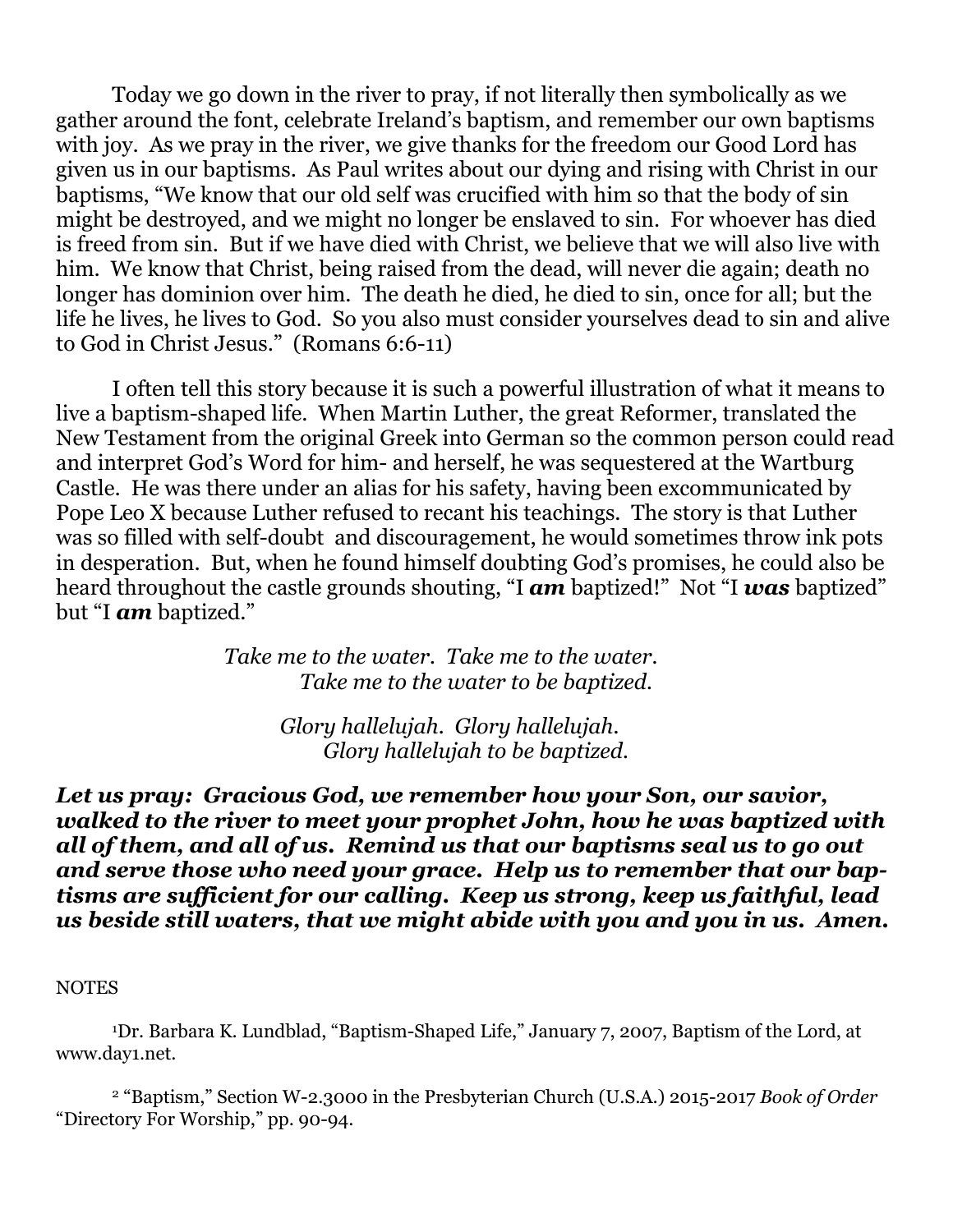Today we go down in the river to pray, if not literally then symbolically as we gather around the font, celebrate Ireland's baptism, and remember our own baptisms with joy. As we pray in the river, we give thanks for the freedom our Good Lord has given us in our baptisms. As Paul writes about our dying and rising with Christ in our baptisms, "We know that our old self was crucified with him so that the body of sin might be destroyed, and we might no longer be enslaved to sin. For whoever has died is freed from sin. But if we have died with Christ, we believe that we will also live with him. We know that Christ, being raised from the dead, will never die again; death no longer has dominion over him. The death he died, he died to sin, once for all; but the life he lives, he lives to God. So you also must consider yourselves dead to sin and alive to God in Christ Jesus." (Romans 6:6-11)

I often tell this story because it is such a powerful illustration of what it means to live a baptism-shaped life. When Martin Luther, the great Reformer, translated the New Testament from the original Greek into German so the common person could read and interpret God's Word for him- and herself, he was sequestered at the Wartburg Castle. He was there under an alias for his safety, having been excommunicated by Pope Leo X because Luther refused to recant his teachings. The story is that Luther was so filled with self-doubt and discouragement, he would sometimes throw ink pots in desperation. But, when he found himself doubting God's promises, he could also be heard throughout the castle grounds shouting, "I ***am*** baptized!" Not "I ***was*** baptized" but "I ***am*** baptized."

*Take me to the water. Take me to the water.*
*Take me to the water to be baptized.*

*Glory hallelujah. Glory hallelujah.*
*Glory hallelujah to be baptized.*

***Let us pray: Gracious God, we remember how your Son, our savior, walked to the river to meet your prophet John, how he was baptized with all of them, and all of us. Remind us that our baptisms seal us to go out and serve those who need your grace. Help us to remember that our baptisms are sufficient for our calling. Keep us strong, keep us faithful, lead us beside still waters, that we might abide with you and you in us. Amen.***

NOTES

[1]Dr. Barbara K. Lundblad, "Baptism-Shaped Life," January 7, 2007, Baptism of the Lord, at www.day1.net.

[2] "Baptism," Section W-2.3000 in the Presbyterian Church (U.S.A.) 2015-2017 *Book of Order* "Directory For Worship," pp. 90-94.